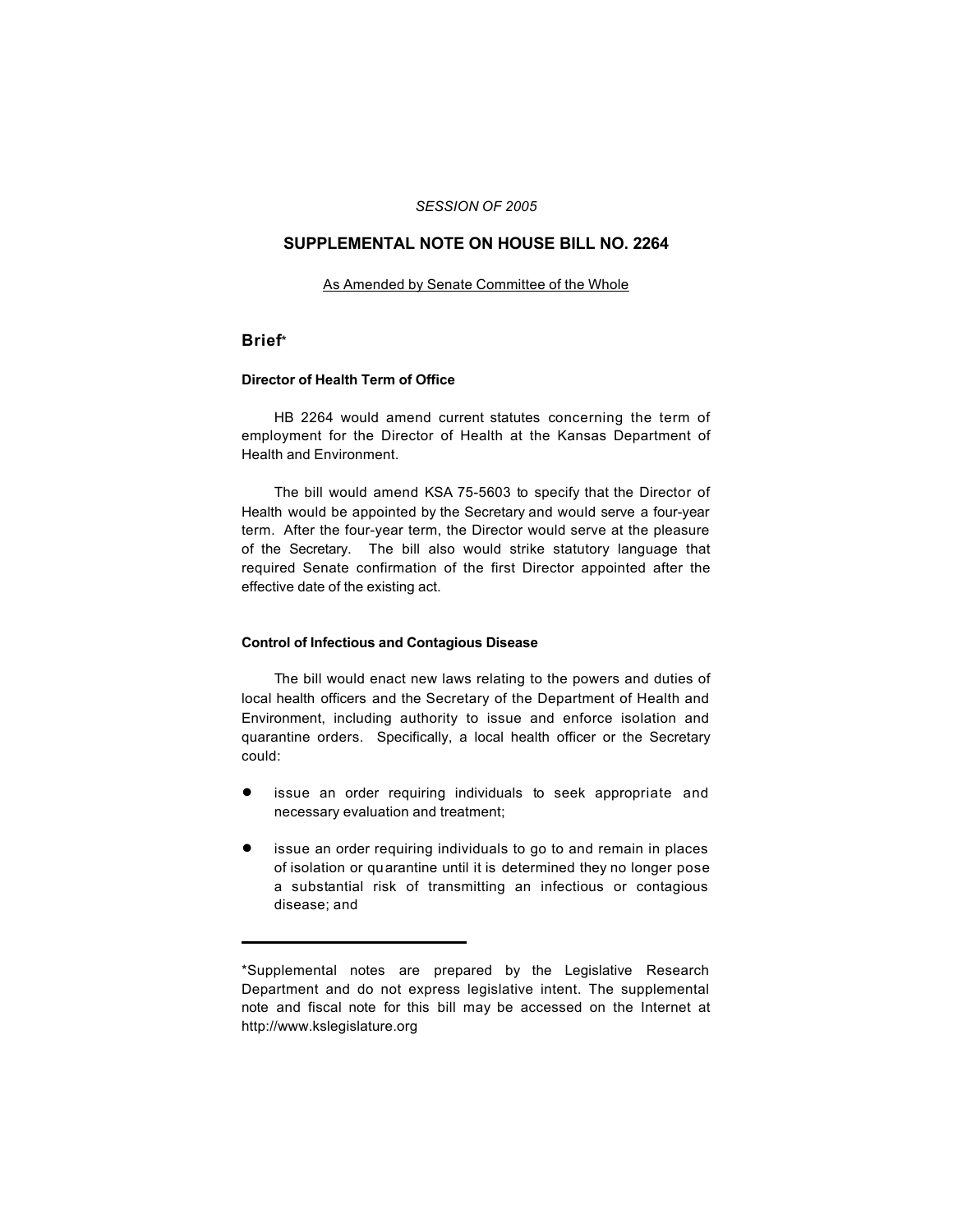*SESSION OF 2005*

## SUPPLEMENTAL NOTE ON HOUSE BILL NO. 2264

As Amended by Senate Committee of the Whole

### Brief*

#### Director of Health Term of Office

HB 2264 would amend current statutes concerning the term of employment for the Director of Health at the Kansas Department of Health and Environment.

The bill would amend KSA 75-5603 to specify that the Director of Health would be appointed by the Secretary and would serve a four-year term. After the four-year term, the Director would serve at the pleasure of the Secretary. The bill also would strike statutory language that required Senate confirmation of the first Director appointed after the effective date of the existing act.

#### Control of Infectious and Contagious Disease

The bill would enact new laws relating to the powers and duties of local health officers and the Secretary of the Department of Health and Environment, including authority to issue and enforce isolation and quarantine orders. Specifically, a local health officer or the Secretary could:

- issue an order requiring individuals to seek appropriate and necessary evaluation and treatment;
- issue an order requiring individuals to go to and remain in places of isolation or quarantine until it is determined they no longer pose a substantial risk of transmitting an infectious or contagious disease; and

---

*Supplemental notes are prepared by the Legislative Research Department and do not express legislative intent. The supplemental note and fiscal note for this bill may be accessed on the Internet at http://www.kslegislature.org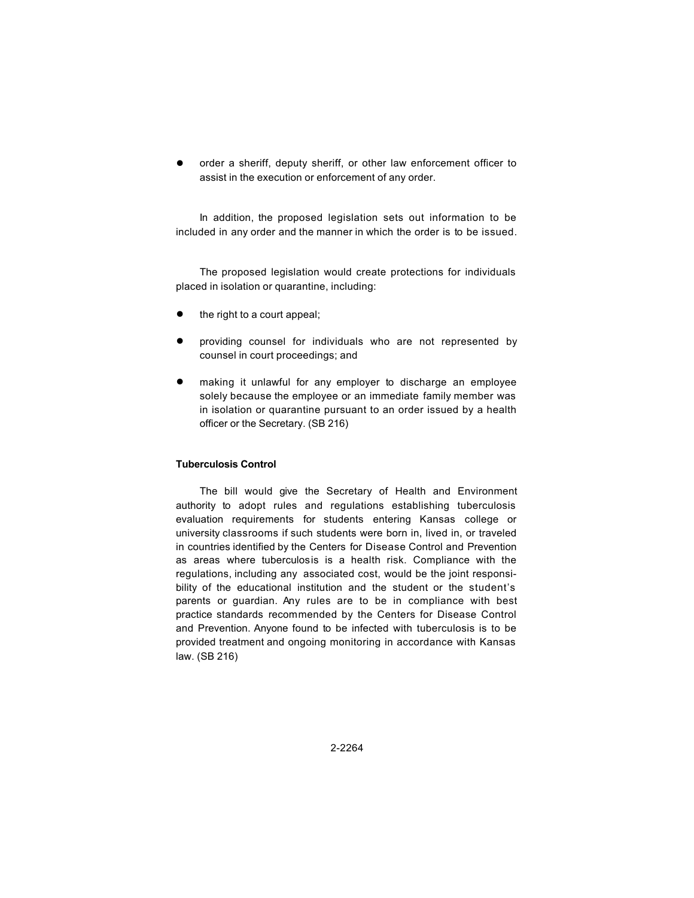- order a sheriff, deputy sheriff, or other law enforcement officer to assist in the execution or enforcement of any order.

In addition, the proposed legislation sets out information to be included in any order and the manner in which the order is to be issued.

The proposed legislation would create protections for individuals placed in isolation or quarantine, including:

- the right to a court appeal;
- providing counsel for individuals who are not represented by counsel in court proceedings; and
- making it unlawful for any employer to discharge an employee solely because the employee or an immediate family member was in isolation or quarantine pursuant to an order issued by a health officer or the Secretary. (SB 216)

**Tuberculosis Control**

The bill would give the Secretary of Health and Environment authority to adopt rules and regulations establishing tuberculosis evaluation requirements for students entering Kansas college or university classrooms if such students were born in, lived in, or traveled in countries identified by the Centers for Disease Control and Prevention as areas where tuberculosis is a health risk. Compliance with the regulations, including any associated cost, would be the joint responsibility of the educational institution and the student or the student's parents or guardian. Any rules are to be in compliance with best practice standards recommended by the Centers for Disease Control and Prevention. Anyone found to be infected with tuberculosis is to be provided treatment and ongoing monitoring in accordance with Kansas law. (SB 216)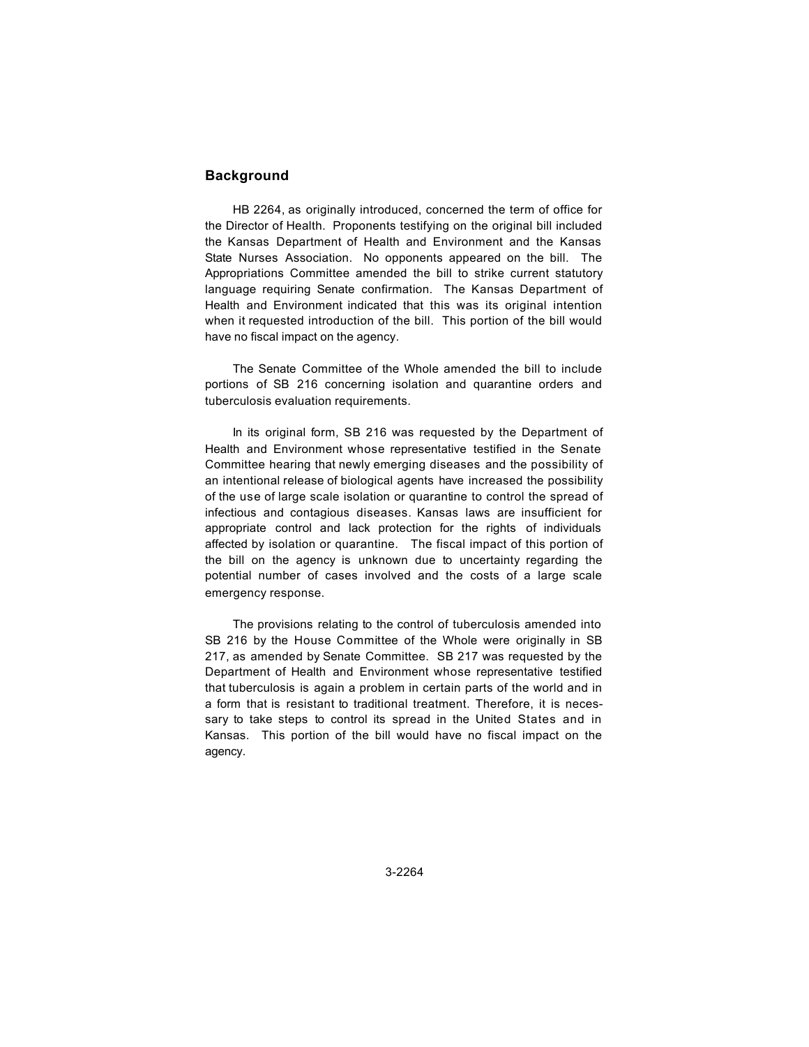## Background

HB 2264, as originally introduced, concerned the term of office for the Director of Health. Proponents testifying on the original bill included the Kansas Department of Health and Environment and the Kansas State Nurses Association. No opponents appeared on the bill. The Appropriations Committee amended the bill to strike current statutory language requiring Senate confirmation. The Kansas Department of Health and Environment indicated that this was its original intention when it requested introduction of the bill. This portion of the bill would have no fiscal impact on the agency.

The Senate Committee of the Whole amended the bill to include portions of SB 216 concerning isolation and quarantine orders and tuberculosis evaluation requirements.

In its original form, SB 216 was requested by the Department of Health and Environment whose representative testified in the Senate Committee hearing that newly emerging diseases and the possibility of an intentional release of biological agents have increased the possibility of the use of large scale isolation or quarantine to control the spread of infectious and contagious diseases. Kansas laws are insufficient for appropriate control and lack protection for the rights of individuals affected by isolation or quarantine. The fiscal impact of this portion of the bill on the agency is unknown due to uncertainty regarding the potential number of cases involved and the costs of a large scale emergency response.

The provisions relating to the control of tuberculosis amended into SB 216 by the House Committee of the Whole were originally in SB 217, as amended by Senate Committee. SB 217 was requested by the Department of Health and Environment whose representative testified that tuberculosis is again a problem in certain parts of the world and in a form that is resistant to traditional treatment. Therefore, it is necessary to take steps to control its spread in the United States and in Kansas. This portion of the bill would have no fiscal impact on the agency.